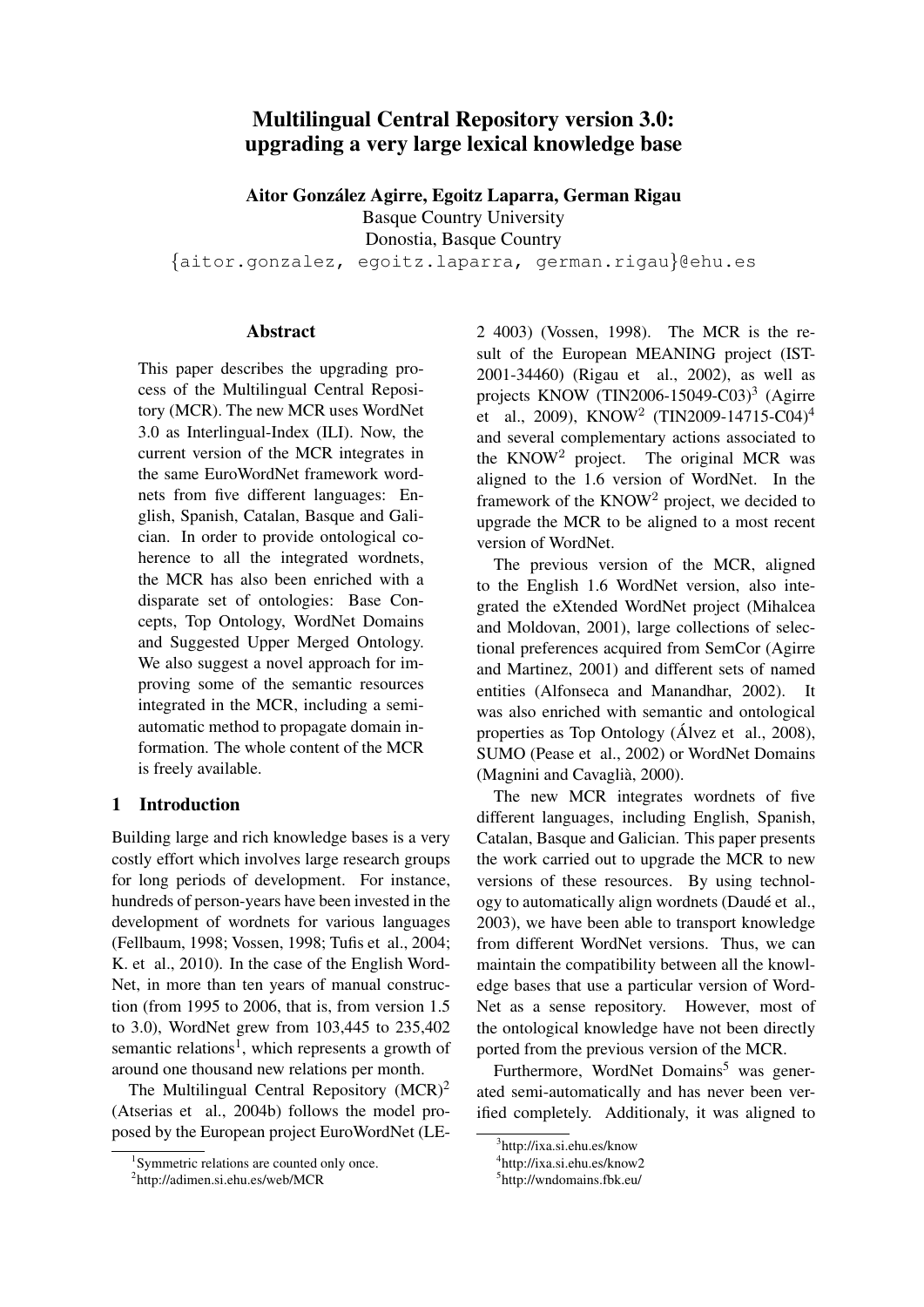# Multilingual Central Repository version 3.0: upgrading a very large lexical knowledge base

**Aitor González Agirre, Egoitz Laparra, German Rigau**
Basque Country University
Donostia, Basque Country
{aitor.gonzalez, egoitz.laparra, german.rigau}@ehu.es

## Abstract

This paper describes the upgrading process of the Multilingual Central Repository (MCR). The new MCR uses WordNet 3.0 as Interlingual-Index (ILI). Now, the current version of the MCR integrates in the same EuroWordNet framework wordnets from five different languages: English, Spanish, Catalan, Basque and Galician. In order to provide ontological coherence to all the integrated wordnets, the MCR has also been enriched with a disparate set of ontologies: Base Concepts, Top Ontology, WordNet Domains and Suggested Upper Merged Ontology. We also suggest a novel approach for improving some of the semantic resources integrated in the MCR, including a semi-automatic method to propagate domain information. The whole content of the MCR is freely available.

## 1 Introduction

Building large and rich knowledge bases is a very costly effort which involves large research groups for long periods of development. For instance, hundreds of person-years have been invested in the development of wordnets for various languages (Fellbaum, 1998; Vossen, 1998; Tufis et al., 2004; K. et al., 2010). In the case of the English WordNet, in more than ten years of manual construction (from 1995 to 2006, that is, from version 1.5 to 3.0), WordNet grew from 103,445 to 235,402 semantic relations[1], which represents a growth of around one thousand new relations per month.

The Multilingual Central Repository (MCR)[2] (Atserias et al., 2004b) follows the model proposed by the European project EuroWordNet (LE-2 4003) (Vossen, 1998). The MCR is the result of the European MEANING project (IST-2001-34460) (Rigau et al., 2002), as well as projects KNOW (TIN2006-15049-C03)[3] (Agirre et al., 2009), KNOW$^2$ (TIN2009-14715-C04)[4] and several complementary actions associated to the KNOW$^2$ project. The original MCR was aligned to the 1.6 version of WordNet. In the framework of the KNOW$^2$ project, we decided to upgrade the MCR to be aligned to a most recent version of WordNet.

The previous version of the MCR, aligned to the English 1.6 WordNet version, also integrated the eXtended WordNet project (Mihalcea and Moldovan, 2001), large collections of selectional preferences acquired from SemCor (Agirre and Martinez, 2001) and different sets of named entities (Alfonseca and Manandhar, 2002). It was also enriched with semantic and ontological properties as Top Ontology (Álvez et al., 2008), SUMO (Pease et al., 2002) or WordNet Domains (Magnini and Cavaglià, 2000).

The new MCR integrates wordnets of five different languages, including English, Spanish, Catalan, Basque and Galician. This paper presents the work carried out to upgrade the MCR to new versions of these resources. By using technology to automatically align wordnets (Daudé et al., 2003), we have been able to transport knowledge from different WordNet versions. Thus, we can maintain the compatibility between all the knowledge bases that use a particular version of WordNet as a sense repository. However, most of the ontological knowledge have not been directly ported from the previous version of the MCR.

Furthermore, WordNet Domains[5] was generated semi-automatically and has never been verified completely. Additionaly, it was aligned to

[1] Symmetric relations are counted only once.
[2] http://adimen.si.ehu.es/web/MCR
[3] http://ixa.si.ehu.es/know
[4] http://ixa.si.ehu.es/know2
[5] http://wndomains.fbk.eu/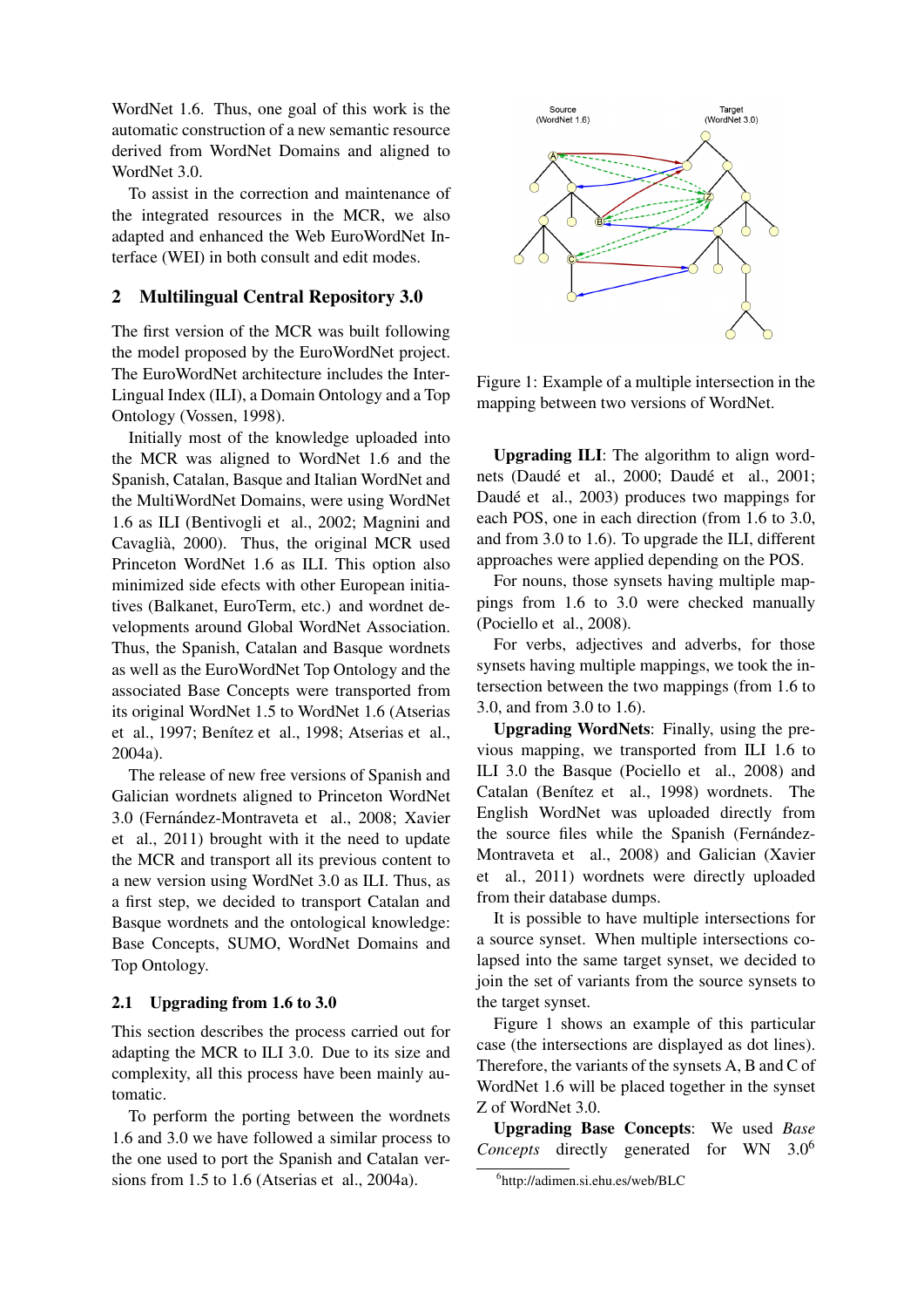WordNet 1.6. Thus, one goal of this work is the automatic construction of a new semantic resource derived from WordNet Domains and aligned to WordNet 3.0.

To assist in the correction and maintenance of the integrated resources in the MCR, we also adapted and enhanced the Web EuroWordNet Interface (WEI) in both consult and edit modes.

## 2 Multilingual Central Repository 3.0

The first version of the MCR was built following the model proposed by the EuroWordNet project. The EuroWordNet architecture includes the Inter-Lingual Index (ILI), a Domain Ontology and a Top Ontology (Vossen, 1998).

Initially most of the knowledge uploaded into the MCR was aligned to WordNet 1.6 and the Spanish, Catalan, Basque and Italian WordNet and the MultiWordNet Domains, were using WordNet 1.6 as ILI (Bentivogli et al., 2002; Magnini and Cavaglià, 2000). Thus, the original MCR used Princeton WordNet 1.6 as ILI. This option also minimized side efects with other European initiatives (Balkanet, EuroTerm, etc.) and wordnet developments around Global WordNet Association. Thus, the Spanish, Catalan and Basque wordnets as well as the EuroWordNet Top Ontology and the associated Base Concepts were transported from its original WordNet 1.5 to WordNet 1.6 (Atserias et al., 1997; Benítez et al., 1998; Atserias et al., 2004a).

The release of new free versions of Spanish and Galician wordnets aligned to Princeton WordNet 3.0 (Fernández-Montraveta et al., 2008; Xavier et al., 2011) brought with it the need to update the MCR and transport all its previous content to a new version using WordNet 3.0 as ILI. Thus, as a first step, we decided to transport Catalan and Basque wordnets and the ontological knowledge: Base Concepts, SUMO, WordNet Domains and Top Ontology.

### 2.1 Upgrading from 1.6 to 3.0

This section describes the process carried out for adapting the MCR to ILI 3.0. Due to its size and complexity, all this process have been mainly automatic.

To perform the porting between the wordnets 1.6 and 3.0 we have followed a similar process to the one used to port the Spanish and Catalan versions from 1.5 to 1.6 (Atserias et al., 2004a).

Figure 1: Example of a multiple intersection in the mapping between two versions of WordNet.

**Upgrading ILI**: The algorithm to align wordnets (Daudé et al., 2000; Daudé et al., 2001; Daudé et al., 2003) produces two mappings for each POS, one in each direction (from 1.6 to 3.0, and from 3.0 to 1.6). To upgrade the ILI, different approaches were applied depending on the POS.

For nouns, those synsets having multiple mappings from 1.6 to 3.0 were checked manually (Pociello et al., 2008).

For verbs, adjectives and adverbs, for those synsets having multiple mappings, we took the intersection between the two mappings (from 1.6 to 3.0, and from 3.0 to 1.6).

**Upgrading WordNets**: Finally, using the previous mapping, we transported from ILI 1.6 to ILI 3.0 the Basque (Pociello et al., 2008) and Catalan (Benítez et al., 1998) wordnets. The English WordNet was uploaded directly from the source files while the Spanish (Fernández-Montraveta et al., 2008) and Galician (Xavier et al., 2011) wordnets were directly uploaded from their database dumps.

It is possible to have multiple intersections for a source synset. When multiple intersections colapsed into the same target synset, we decided to join the set of variants from the source synsets to the target synset.

Figure 1 shows an example of this particular case (the intersections are displayed as dot lines). Therefore, the variants of the synsets A, B and C of WordNet 1.6 will be placed together in the synset Z of WordNet 3.0.

**Upgrading Base Concepts**: We used *Base Concepts* directly generated for WN 3.0[6]

[6]http://adimen.si.ehu.es/web/BLC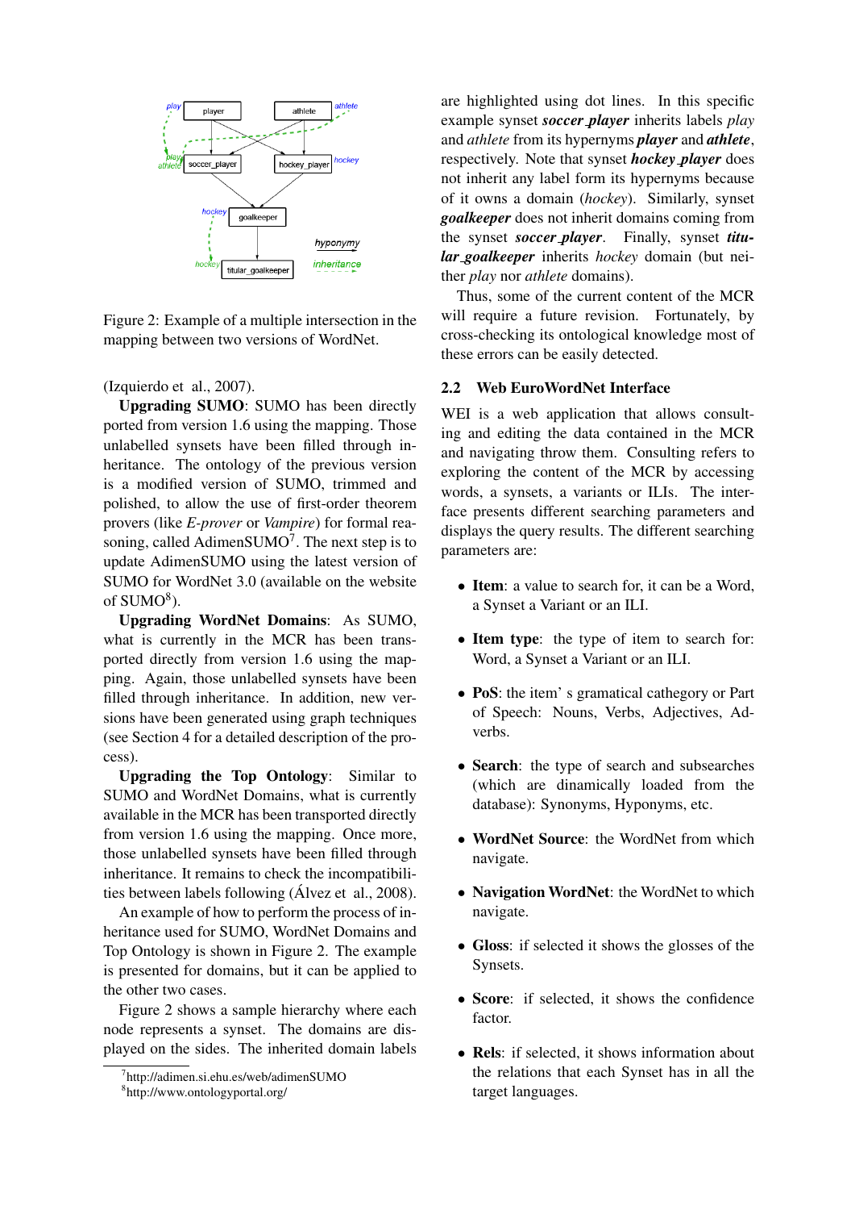Figure 2: Example of a multiple intersection in the mapping between two versions of WordNet.

(Izquierdo et al., 2007).

**Upgrading SUMO**: SUMO has been directly ported from version 1.6 using the mapping. Those unlabelled synsets have been filled through inheritance. The ontology of the previous version is a modified version of SUMO, trimmed and polished, to allow the use of first-order theorem provers (like *E-prover* or *Vampire*) for formal reasoning, called AdimenSUMO[7]. The next step is to update AdimenSUMO using the latest version of SUMO for WordNet 3.0 (available on the website of SUMO[8]).

**Upgrading WordNet Domains**: As SUMO, what is currently in the MCR has been transported directly from version 1.6 using the mapping. Again, those unlabelled synsets have been filled through inheritance. In addition, new versions have been generated using graph techniques (see Section 4 for a detailed description of the process).

**Upgrading the Top Ontology**: Similar to SUMO and WordNet Domains, what is currently available in the MCR has been transported directly from version 1.6 using the mapping. Once more, those unlabelled synsets have been filled through inheritance. It remains to check the incompatibilities between labels following (Álvez et al., 2008).

An example of how to perform the process of inheritance used for SUMO, WordNet Domains and Top Ontology is shown in Figure 2. The example is presented for domains, but it can be applied to the other two cases.

Figure 2 shows a sample hierarchy where each node represents a synset. The domains are displayed on the sides. The inherited domain labels are highlighted using dot lines. In this specific example synset ***soccer_player*** inherits labels *play* and *athlete* from its hypernyms ***player*** and ***athlete***, respectively. Note that synset ***hockey_player*** does not inherit any label form its hypernyms because of it owns a domain (*hockey*). Similarly, synset ***goalkeeper*** does not inherit domains coming from the synset ***soccer_player***. Finally, synset ***titular_goalkeeper*** inherits *hockey* domain (but neither *play* nor *athlete* domains).

Thus, some of the current content of the MCR will require a future revision. Fortunately, by cross-checking its ontological knowledge most of these errors can be easily detected.

### 2.2 Web EuroWordNet Interface

WEI is a web application that allows consulting and editing the data contained in the MCR and navigating throw them. Consulting refers to exploring the content of the MCR by accessing words, a synsets, a variants or ILIs. The interface presents different searching parameters and displays the query results. The different searching parameters are:

- **Item**: a value to search for, it can be a Word, a Synset a Variant or an ILI.
- **Item type**: the type of item to search for: Word, a Synset a Variant or an ILI.
- **PoS**: the item' s gramatical cathegory or Part of Speech: Nouns, Verbs, Adjectives, Adverbs.
- **Search**: the type of search and subsearches (which are dinamically loaded from the database): Synonyms, Hyponyms, etc.
- **WordNet Source**: the WordNet from which navigate.
- **Navigation WordNet**: the WordNet to which navigate.
- **Gloss**: if selected it shows the glosses of the Synsets.
- **Score**: if selected, it shows the confidence factor.
- **Rels**: if selected, it shows information about the relations that each Synset has in all the target languages.

[7] http://adimen.si.ehu.es/web/adimenSUMO
[8] http://www.ontologyportal.org/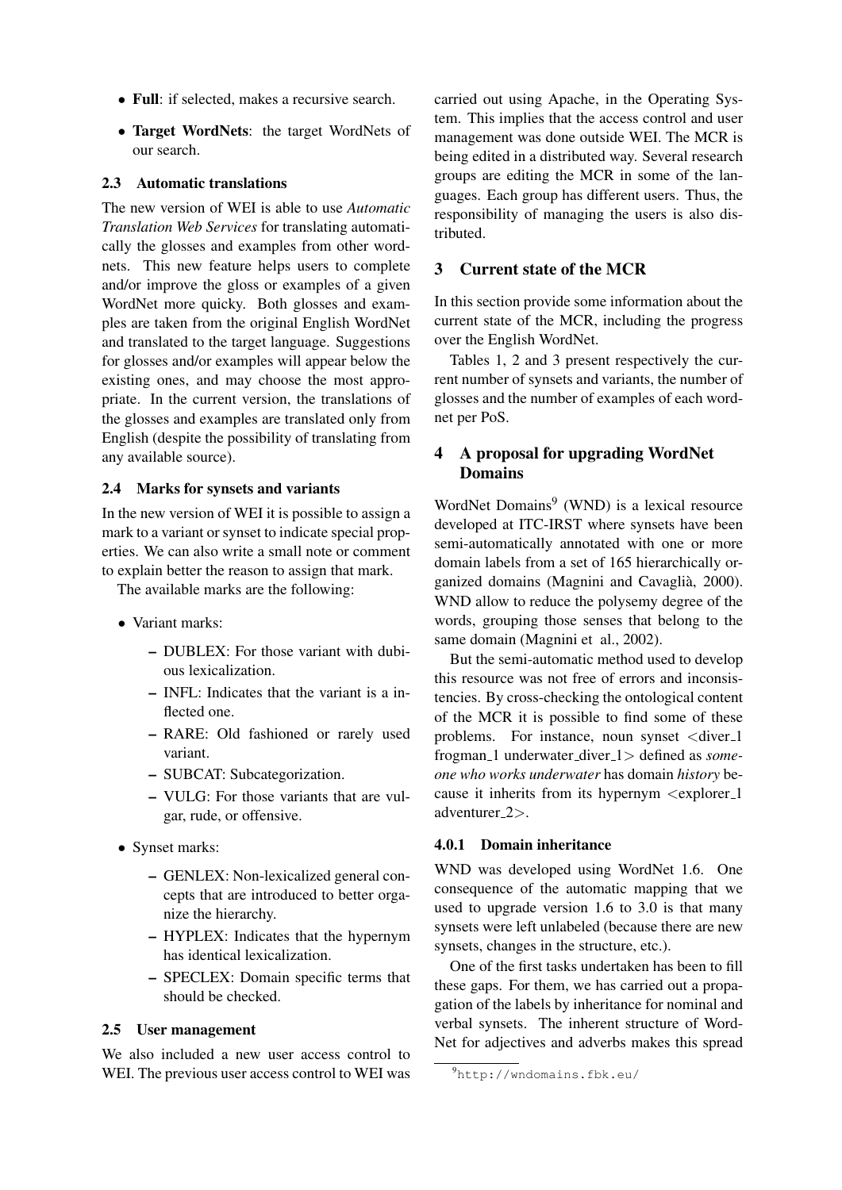- **Full**: if selected, makes a recursive search.
- **Target WordNets**: the target WordNets of our search.

### 2.3 Automatic translations

The new version of WEI is able to use *Automatic Translation Web Services* for translating automatically the glosses and examples from other wordnets. This new feature helps users to complete and/or improve the gloss or examples of a given WordNet more quicky. Both glosses and examples are taken from the original English WordNet and translated to the target language. Suggestions for glosses and/or examples will appear below the existing ones, and may choose the most appropriate. In the current version, the translations of the glosses and examples are translated only from English (despite the possibility of translating from any available source).

### 2.4 Marks for synsets and variants

In the new version of WEI it is possible to assign a mark to a variant or synset to indicate special properties. We can also write a small note or comment to explain better the reason to assign that mark.

The available marks are the following:

- Variant marks:
  - DUBLEX: For those variant with dubious lexicalization.
  - INFL: Indicates that the variant is a inflected one.
  - RARE: Old fashioned or rarely used variant.
  - SUBCAT: Subcategorization.
  - VULG: For those variants that are vulgar, rude, or offensive.
- Synset marks:
  - GENLEX: Non-lexicalized general concepts that are introduced to better organize the hierarchy.
  - HYPLEX: Indicates that the hypernym has identical lexicalization.
  - SPECLEX: Domain specific terms that should be checked.

### 2.5 User management

We also included a new user access control to WEI. The previous user access control to WEI was carried out using Apache, in the Operating System. This implies that the access control and user management was done outside WEI. The MCR is being edited in a distributed way. Several research groups are editing the MCR in some of the languages. Each group has different users. Thus, the responsibility of managing the users is also distributed.

## 3 Current state of the MCR

In this section provide some information about the current state of the MCR, including the progress over the English WordNet.

Tables 1, 2 and 3 present respectively the current number of synsets and variants, the number of glosses and the number of examples of each wordnet per PoS.

## 4 A proposal for upgrading WordNet Domains

WordNet Domains[9] (WND) is a lexical resource developed at ITC-IRST where synsets have been semi-automatically annotated with one or more domain labels from a set of 165 hierarchically organized domains (Magnini and Cavaglià, 2000). WND allow to reduce the polysemy degree of the words, grouping those senses that belong to the same domain (Magnini et al., 2002).

But the semi-automatic method used to develop this resource was not free of errors and inconsistencies. By cross-checking the ontological content of the MCR it is possible to find some of these problems. For instance, noun synset <diver_1 frogman_1 underwater_diver_1> defined as *someone who works underwater* has domain *history* because it inherits from its hypernym <explorer_1 adventurer_2>.

#### 4.0.1 Domain inheritance

WND was developed using WordNet 1.6. One consequence of the automatic mapping that we used to upgrade version 1.6 to 3.0 is that many synsets were left unlabeled (because there are new synsets, changes in the structure, etc.).

One of the first tasks undertaken has been to fill these gaps. For them, we has carried out a propagation of the labels by inheritance for nominal and verbal synsets. The inherent structure of WordNet for adjectives and adverbs makes this spread

[9] http://wndomains.fbk.eu/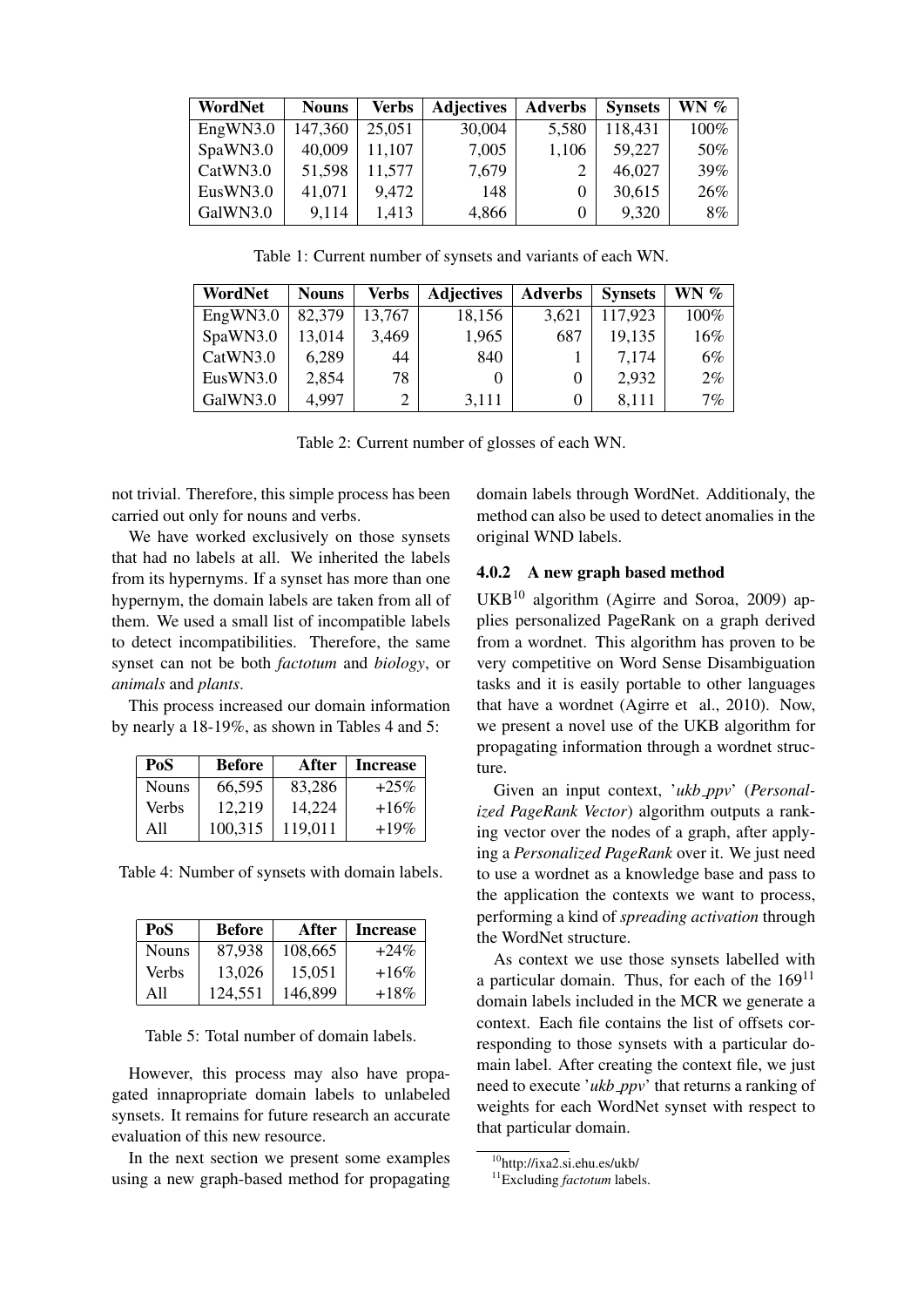| WordNet | Nouns | Verbs | Adjectives | Adverbs | Synsets | WN % |
|---|---|---|---|---|---|---|
| EngWN3.0 | 147,360 | 25,051 | 30,004 | 5,580 | 118,431 | 100% |
| SpaWN3.0 | 40,009 | 11,107 | 7,005 | 1,106 | 59,227 | 50% |
| CatWN3.0 | 51,598 | 11,577 | 7,679 | 2 | 46,027 | 39% |
| EusWN3.0 | 41,071 | 9,472 | 148 | 0 | 30,615 | 26% |
| GalWN3.0 | 9,114 | 1,413 | 4,866 | 0 | 9,320 | 8% |

Table 1: Current number of synsets and variants of each WN.

| WordNet | Nouns | Verbs | Adjectives | Adverbs | Synsets | WN % |
|---|---|---|---|---|---|---|
| EngWN3.0 | 82,379 | 13,767 | 18,156 | 3,621 | 117,923 | 100% |
| SpaWN3.0 | 13,014 | 3,469 | 1,965 | 687 | 19,135 | 16% |
| CatWN3.0 | 6,289 | 44 | 840 | 1 | 7,174 | 6% |
| EusWN3.0 | 2,854 | 78 | 0 | 0 | 2,932 | 2% |
| GalWN3.0 | 4,997 | 2 | 3,111 | 0 | 8,111 | 7% |

Table 2: Current number of glosses of each WN.

not trivial. Therefore, this simple process has been carried out only for nouns and verbs.

We have worked exclusively on those synsets that had no labels at all. We inherited the labels from its hypernyms. If a synset has more than one hypernym, the domain labels are taken from all of them. We used a small list of incompatible labels to detect incompatibilities. Therefore, the same synset can not be both *factotum* and *biology*, or *animals* and *plants*.

This process increased our domain information by nearly a 18-19%, as shown in Tables 4 and 5:

| PoS | Before | After | Increase |
|---|---|---|---|
| Nouns | 66,595 | 83,286 | +25% |
| Verbs | 12,219 | 14,224 | +16% |
| All | 100,315 | 119,011 | +19% |

Table 4: Number of synsets with domain labels.

| PoS | Before | After | Increase |
|---|---|---|---|
| Nouns | 87,938 | 108,665 | +24% |
| Verbs | 13,026 | 15,051 | +16% |
| All | 124,551 | 146,899 | +18% |

Table 5: Total number of domain labels.

However, this process may also have propagated innapropriate domain labels to unlabeled synsets. It remains for future research an accurate evaluation of this new resource.

In the next section we present some examples using a new graph-based method for propagating domain labels through WordNet. Additionaly, the method can also be used to detect anomalies in the original WND labels.

#### 4.0.2 A new graph based method

UKB[10] algorithm (Agirre and Soroa, 2009) applies personalized PageRank on a graph derived from a wordnet. This algorithm has proven to be very competitive on Word Sense Disambiguation tasks and it is easily portable to other languages that have a wordnet (Agirre et al., 2010). Now, we present a novel use of the UKB algorithm for propagating information through a wordnet structure.

Given an input context, '*ukb_ppv*' (*Personalized PageRank Vector*) algorithm outputs a ranking vector over the nodes of a graph, after applying a *Personalized PageRank* over it. We just need to use a wordnet as a knowledge base and pass to the application the contexts we want to process, performing a kind of *spreading activation* through the WordNet structure.

As context we use those synsets labelled with a particular domain. Thus, for each of the 169[11] domain labels included in the MCR we generate a context. Each file contains the list of offsets corresponding to those synsets with a particular domain label. After creating the context file, we just need to execute '*ukb_ppv*' that returns a ranking of weights for each WordNet synset with respect to that particular domain.

[10] http://ixa2.si.ehu.es/ukb/

[11] Excluding *factotum* labels.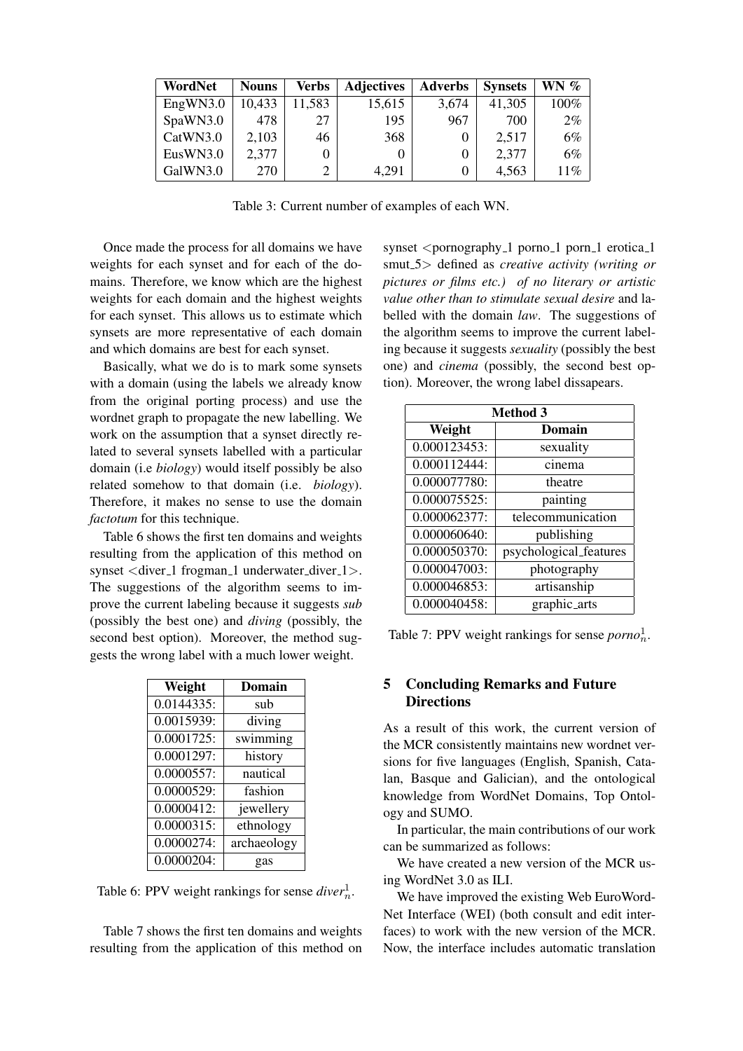| WordNet | Nouns | Verbs | Adjectives | Adverbs | Synsets | WN % |
|---|---|---|---|---|---|---|
| EngWN3.0 | 10,433 | 11,583 | 15,615 | 3,674 | 41,305 | 100% |
| SpaWN3.0 | 478 | 27 | 195 | 967 | 700 | 2% |
| CatWN3.0 | 2,103 | 46 | 368 | 0 | 2,517 | 6% |
| EusWN3.0 | 2,377 | 0 | 0 | 0 | 2,377 | 6% |
| GalWN3.0 | 270 | 2 | 4,291 | 0 | 4,563 | 11% |

Table 3: Current number of examples of each WN.

Once made the process for all domains we have weights for each synset and for each of the domains. Therefore, we know which are the highest weights for each domain and the highest weights for each synset. This allows us to estimate which synsets are more representative of each domain and which domains are best for each synset.

Basically, what we do is to mark some synsets with a domain (using the labels we already know from the original porting process) and use the wordnet graph to propagate the new labelling. We work on the assumption that a synset directly related to several synsets labelled with a particular domain (i.e *biology*) would itself possibly be also related somehow to that domain (i.e. *biology*). Therefore, it makes no sense to use the domain *factotum* for this technique.

Table 6 shows the first ten domains and weights resulting from the application of this method on synset <diver_1 frogman_1 underwater_diver_1>. The suggestions of the algorithm seems to improve the current labeling because it suggests *sub* (possibly the best one) and *diving* (possibly, the second best option). Moreover, the method suggests the wrong label with a much lower weight.

| Weight | Domain |
|---|---|
| 0.0144335: | sub |
| 0.0015939: | diving |
| 0.0001725: | swimming |
| 0.0001297: | history |
| 0.0000557: | nautical |
| 0.0000529: | fashion |
| 0.0000412: | jewellery |
| 0.0000315: | ethnology |
| 0.0000274: | archaeology |
| 0.0000204: | gas |

Table 6: PPV weight rankings for sense $diver_n^1$.

Table 7 shows the first ten domains and weights resulting from the application of this method on synset <pornography_1 porno_1 porn_1 erotica_1 smut_5> defined as *creative activity (writing or pictures or films etc.) of no literary or artistic value other than to stimulate sexual desire* and labelled with the domain *law*. The suggestions of the algorithm seems to improve the current labeling because it suggests *sexuality* (possibly the best one) and *cinema* (possibly, the second best option). Moreover, the wrong label dissapears.

| Method 3 | |
|---|---|
| Weight | Domain |
| 0.000123453: | sexuality |
| 0.000112444: | cinema |
| 0.000077780: | theatre |
| 0.000075525: | painting |
| 0.000062377: | telecommunication |
| 0.000060640: | publishing |
| 0.000050370: | psychological_features |
| 0.000047003: | photography |
| 0.000046853: | artisanship |
| 0.000040458: | graphic_arts |

Table 7: PPV weight rankings for sense $porno_n^1$.

## 5 Concluding Remarks and Future Directions

As a result of this work, the current version of the MCR consistently maintains new wordnet versions for five languages (English, Spanish, Catalan, Basque and Galician), and the ontological knowledge from WordNet Domains, Top Ontology and SUMO.

In particular, the main contributions of our work can be summarized as follows:

We have created a new version of the MCR using WordNet 3.0 as ILI.

We have improved the existing Web EuroWordNet Interface (WEI) (both consult and edit interfaces) to work with the new version of the MCR. Now, the interface includes automatic translation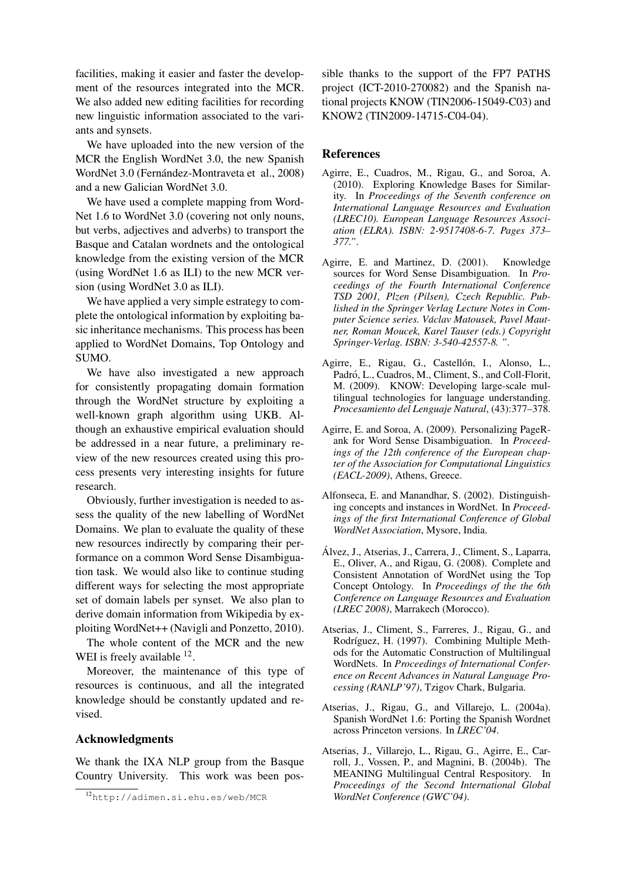facilities, making it easier and faster the development of the resources integrated into the MCR. We also added new editing facilities for recording new linguistic information associated to the variants and synsets.

We have uploaded into the new version of the MCR the English WordNet 3.0, the new Spanish WordNet 3.0 (Fernández-Montraveta et al., 2008) and a new Galician WordNet 3.0.

We have used a complete mapping from WordNet 1.6 to WordNet 3.0 (covering not only nouns, but verbs, adjectives and adverbs) to transport the Basque and Catalan wordnets and the ontological knowledge from the existing version of the MCR (using WordNet 1.6 as ILI) to the new MCR version (using WordNet 3.0 as ILI).

We have applied a very simple estrategy to complete the ontological information by exploiting basic inheritance mechanisms. This process has been applied to WordNet Domains, Top Ontology and SUMO.

We have also investigated a new approach for consistently propagating domain formation through the WordNet structure by exploiting a well-known graph algorithm using UKB. Although an exhaustive empirical evaluation should be addressed in a near future, a preliminary review of the new resources created using this process presents very interesting insights for future research.

Obviously, further investigation is needed to assess the quality of the new labelling of WordNet Domains. We plan to evaluate the quality of these new resources indirectly by comparing their performance on a common Word Sense Disambiguation task. We would also like to continue studing different ways for selecting the most appropriate set of domain labels per synset. We also plan to derive domain information from Wikipedia by exploiting WordNet++ (Navigli and Ponzetto, 2010).

The whole content of the MCR and the new WEI is freely available [12].

Moreover, the maintenance of this type of resources is continuous, and all the integrated knowledge should be constantly updated and revised.

## Acknowledgments

We thank the IXA NLP group from the Basque Country University. This work was been possible thanks to the support of the FP7 PATHS project (ICT-2010-270082) and the Spanish national projects KNOW (TIN2006-15049-C03) and KNOW2 (TIN2009-14715-C04-04).

[12] http://adimen.si.ehu.es/web/MCR

## References

Agirre, E., Cuadros, M., Rigau, G., and Soroa, A. (2010). Exploring Knowledge Bases for Similarity. In *Proceedings of the Seventh conference on International Language Resources and Evaluation (LREC10). European Language Resources Association (ELRA). ISBN: 2-9517408-6-7. Pages 373–377."*.

Agirre, E. and Martinez, D. (2001). Knowledge sources for Word Sense Disambiguation. In *Proceedings of the Fourth International Conference TSD 2001, Plzen (Pilsen), Czech Republic. Published in the Springer Verlag Lecture Notes in Computer Science series. Václav Matousek, Pavel Mautner, Roman Moucek, Karel Tauser (eds.) Copyright Springer-Verlag. ISBN: 3-540-42557-8. "*.

Agirre, E., Rigau, G., Castellón, I., Alonso, L., Padró, L., Cuadros, M., Climent, S., and Coll-Florit, M. (2009). KNOW: Developing large-scale multilingual technologies for language understanding. *Procesamiento del Lenguaje Natural*, (43):377–378.

Agirre, E. and Soroa, A. (2009). Personalizing PageRank for Word Sense Disambiguation. In *Proceedings of the 12th conference of the European chapter of the Association for Computational Linguistics (EACL-2009)*, Athens, Greece.

Alfonseca, E. and Manandhar, S. (2002). Distinguishing concepts and instances in WordNet. In *Proceedings of the first International Conference of Global WordNet Association*, Mysore, India.

Álvez, J., Atserias, J., Carrera, J., Climent, S., Laparra, E., Oliver, A., and Rigau, G. (2008). Complete and Consistent Annotation of WordNet using the Top Concept Ontology. In *Proceedings of the the 6th Conference on Language Resources and Evaluation (LREC 2008)*, Marrakech (Morocco).

Atserias, J., Climent, S., Farreres, J., Rigau, G., and Rodríguez, H. (1997). Combining Multiple Methods for the Automatic Construction of Multilingual WordNets. In *Proceedings of International Conference on Recent Advances in Natural Language Processing (RANLP'97)*, Tzigov Chark, Bulgaria.

Atserias, J., Rigau, G., and Villarejo, L. (2004a). Spanish WordNet 1.6: Porting the Spanish Wordnet across Princeton versions. In *LREC'04*.

Atserias, J., Villarejo, L., Rigau, G., Agirre, E., Carroll, J., Vossen, P., and Magnini, B. (2004b). The MEANING Multilingual Central Respository. In *Proceedings of the Second International Global WordNet Conference (GWC'04)*.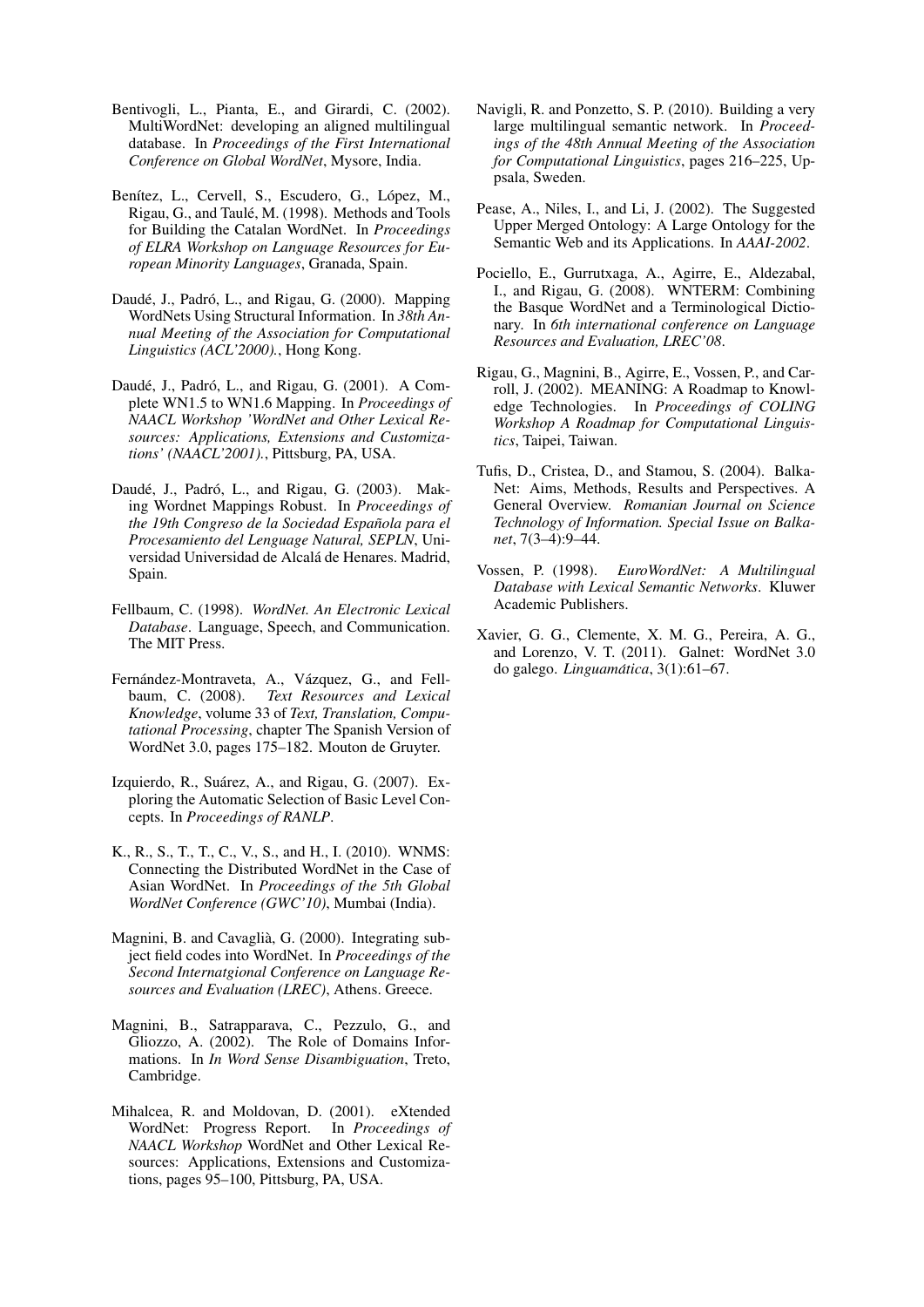Bentivogli, L., Pianta, E., and Girardi, C. (2002). MultiWordNet: developing an aligned multilingual database. In *Proceedings of the First International Conference on Global WordNet*, Mysore, India.

Benítez, L., Cervell, S., Escudero, G., López, M., Rigau, G., and Taulé, M. (1998). Methods and Tools for Building the Catalan WordNet. In *Proceedings of ELRA Workshop on Language Resources for European Minority Languages*, Granada, Spain.

Daudé, J., Padró, L., and Rigau, G. (2000). Mapping WordNets Using Structural Information. In *38th Annual Meeting of the Association for Computational Linguistics (ACL'2000).*, Hong Kong.

Daudé, J., Padró, L., and Rigau, G. (2001). A Complete WN1.5 to WN1.6 Mapping. In *Proceedings of NAACL Workshop 'WordNet and Other Lexical Resources: Applications, Extensions and Customizations' (NAACL'2001).*, Pittsburg, PA, USA.

Daudé, J., Padró, L., and Rigau, G. (2003). Making Wordnet Mappings Robust. In *Proceedings of the 19th Congreso de la Sociedad Española para el Procesamiento del Lenguage Natural, SEPLN*, Universidad Universidad de Alcalá de Henares. Madrid, Spain.

Fellbaum, C. (1998). *WordNet. An Electronic Lexical Database*. Language, Speech, and Communication. The MIT Press.

Fernández-Montraveta, A., Vázquez, G., and Fellbaum, C. (2008). *Text Resources and Lexical Knowledge*, volume 33 of *Text, Translation, Computational Processing*, chapter The Spanish Version of WordNet 3.0, pages 175–182. Mouton de Gruyter.

Izquierdo, R., Suárez, A., and Rigau, G. (2007). Exploring the Automatic Selection of Basic Level Concepts. In *Proceedings of RANLP*.

K., R., S., T., T., C., V., S., and H., I. (2010). WNMS: Connecting the Distributed WordNet in the Case of Asian WordNet. In *Proceedings of the 5th Global WordNet Conference (GWC'10)*, Mumbai (India).

Magnini, B. and Cavaglià, G. (2000). Integrating subject field codes into WordNet. In *Proceedings of the Second Internatgional Conference on Language Resources and Evaluation (LREC)*, Athens. Greece.

Magnini, B., Satrapparava, C., Pezzulo, G., and Gliozzo, A. (2002). The Role of Domains Informations. In *In Word Sense Disambiguation*, Treto, Cambridge.

Mihalcea, R. and Moldovan, D. (2001). eXtended WordNet: Progress Report. In *Proceedings of NAACL Workshop* WordNet and Other Lexical Resources: Applications, Extensions and Customizations, pages 95–100, Pittsburg, PA, USA.

Navigli, R. and Ponzetto, S. P. (2010). Building a very large multilingual semantic network. In *Proceedings of the 48th Annual Meeting of the Association for Computational Linguistics*, pages 216–225, Uppsala, Sweden.

Pease, A., Niles, I., and Li, J. (2002). The Suggested Upper Merged Ontology: A Large Ontology for the Semantic Web and its Applications. In *AAAI-2002*.

Pociello, E., Gurrutxaga, A., Agirre, E., Aldezabal, I., and Rigau, G. (2008). WNTERM: Combining the Basque WordNet and a Terminological Dictionary. In *6th international conference on Language Resources and Evaluation, LREC'08*.

Rigau, G., Magnini, B., Agirre, E., Vossen, P., and Carroll, J. (2002). MEANING: A Roadmap to Knowledge Technologies. In *Proceedings of COLING Workshop A Roadmap for Computational Linguistics*, Taipei, Taiwan.

Tufis, D., Cristea, D., and Stamou, S. (2004). BalkaNet: Aims, Methods, Results and Perspectives. A General Overview. *Romanian Journal on Science Technology of Information. Special Issue on Balkanet*, 7(3–4):9–44.

Vossen, P. (1998). *EuroWordNet: A Multilingual Database with Lexical Semantic Networks*. Kluwer Academic Publishers.

Xavier, G. G., Clemente, X. M. G., Pereira, A. G., and Lorenzo, V. T. (2011). Galnet: WordNet 3.0 do galego. *Linguamática*, 3(1):61–67.